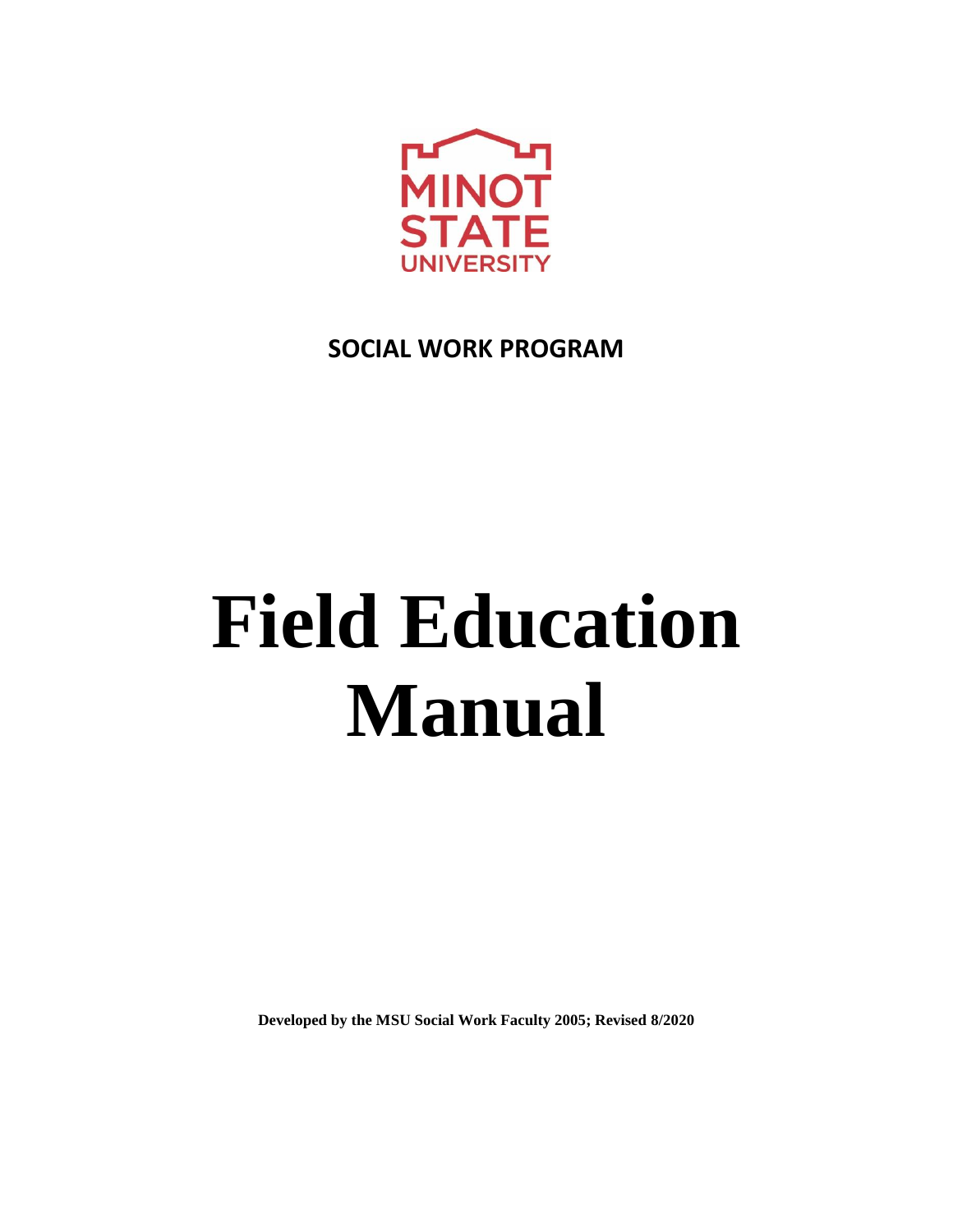MINOT STATE UNIVERSITY

**SOCIAL WORK PROGRAM**

# Field Education Manual

**Developed by the MSU Social Work Faculty 2005; Revised 8/2020**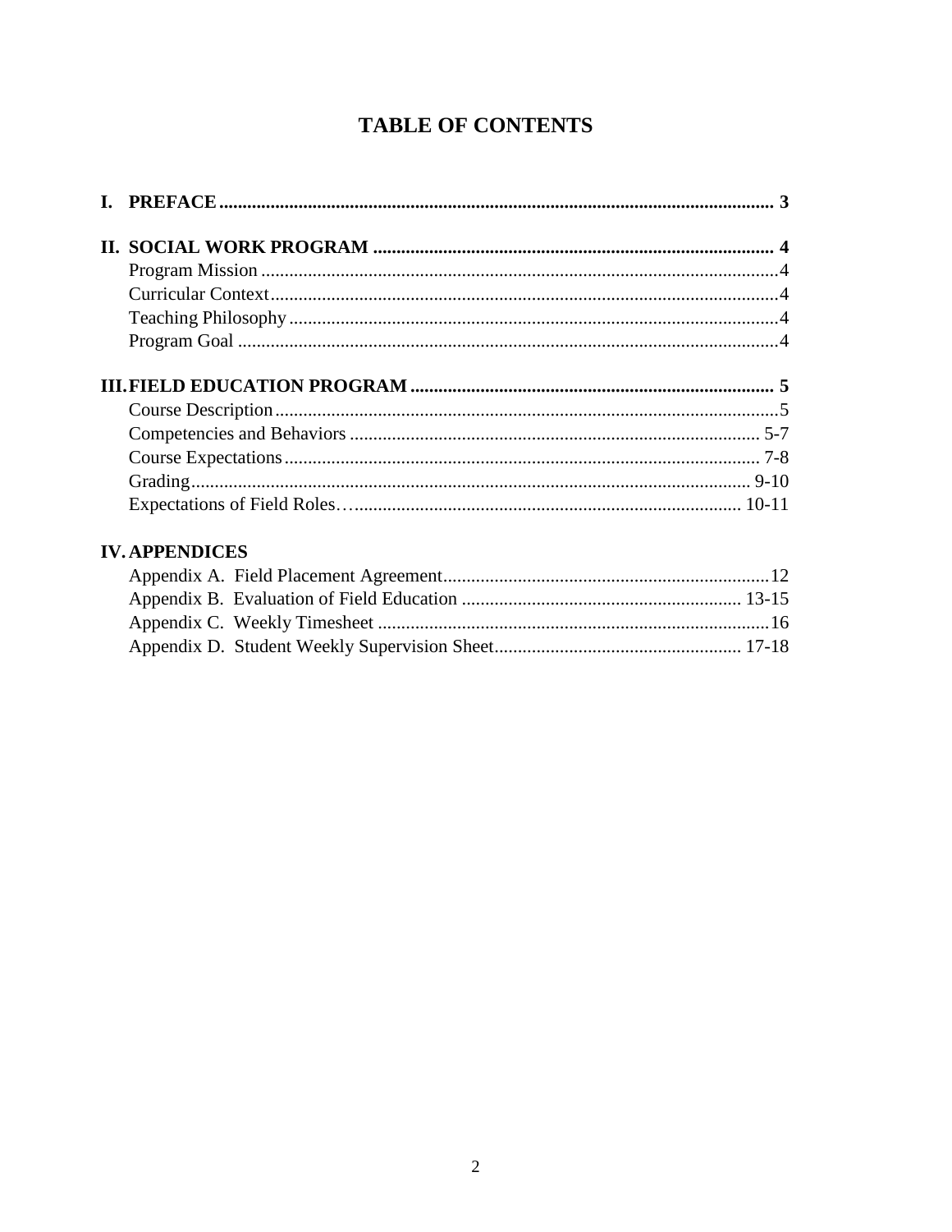# TABLE OF CONTENTS

**I. PREFACE** ........................................................................................................................ **3**

**II. SOCIAL WORK PROGRAM** ..................................................................................... **4**

- Program Mission ..............................................................................................................4
- Curricular Context............................................................................................................4
- Teaching Philosophy ........................................................................................................4
- Program Goal ...................................................................................................................4

**III. FIELD EDUCATION PROGRAM** ............................................................................. **5**

- Course Description...........................................................................................................5
- Competencies and Behaviors ....................................................................................... 5-7
- Course Expectations..................................................................................................... 7-8
- Grading...................................................................................................................... 9-10
- Expectations of Field Roles…................................................................................... 10-11

**IV. APPENDICES**

- Appendix A. Field Placement Agreement.....................................................................12
- Appendix B. Evaluation of Field Education ............................................................ 13-15
- Appendix C. Weekly Timesheet ...................................................................................16
- Appendix D. Student Weekly Supervision Sheet..................................................... 17-18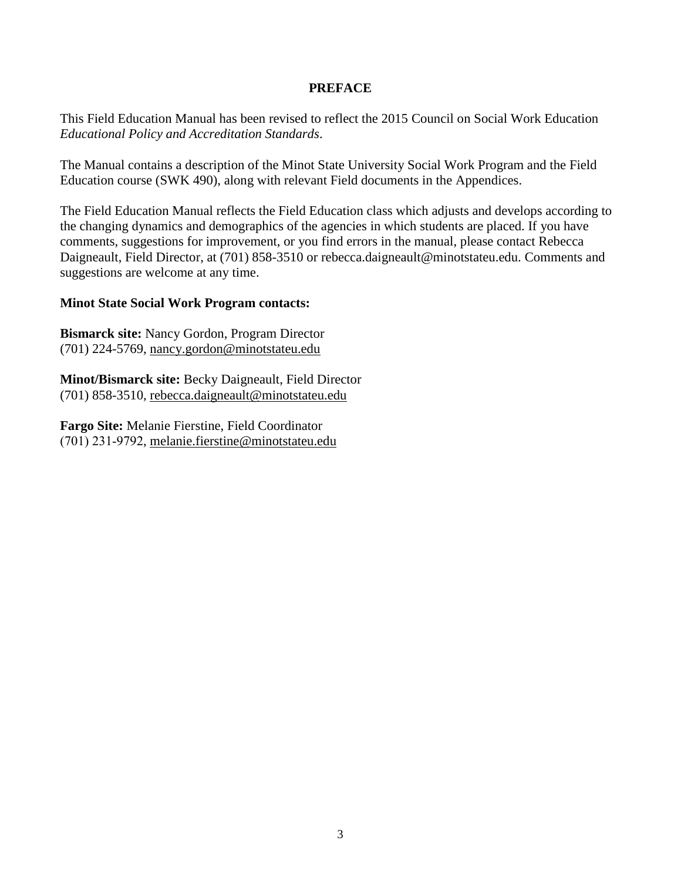# PREFACE

This Field Education Manual has been revised to reflect the 2015 Council on Social Work Education *Educational Policy and Accreditation Standards*.

The Manual contains a description of the Minot State University Social Work Program and the Field Education course (SWK 490), along with relevant Field documents in the Appendices.

The Field Education Manual reflects the Field Education class which adjusts and develops according to the changing dynamics and demographics of the agencies in which students are placed. If you have comments, suggestions for improvement, or you find errors in the manual, please contact Rebecca Daigneault, Field Director, at (701) 858-3510 or rebecca.daigneault@minotstateu.edu. Comments and suggestions are welcome at any time.

**Minot State Social Work Program contacts:**

**Bismarck site:** Nancy Gordon, Program Director
(701) 224-5769, nancy.gordon@minotstateu.edu

**Minot/Bismarck site:** Becky Daigneault, Field Director
(701) 858-3510, rebecca.daigneault@minotstateu.edu

**Fargo Site:** Melanie Fierstine, Field Coordinator
(701) 231-9792, melanie.fierstine@minotstateu.edu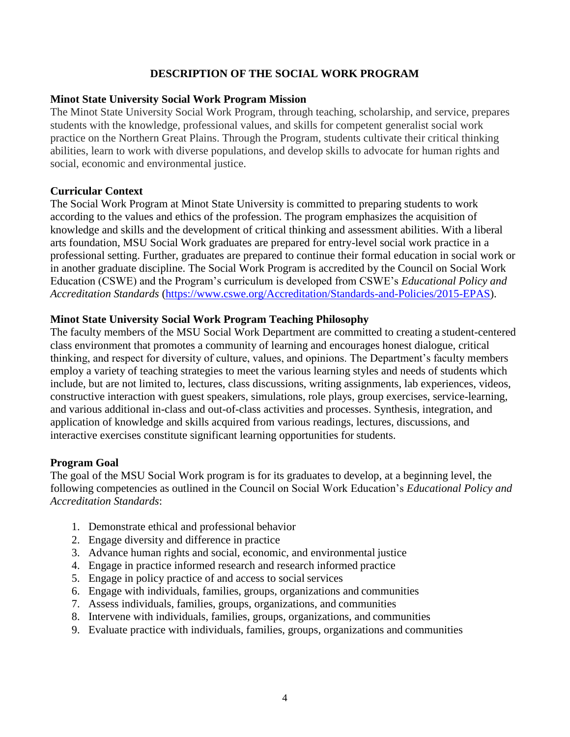# DESCRIPTION OF THE SOCIAL WORK PROGRAM

## Minot State University Social Work Program Mission

The Minot State University Social Work Program, through teaching, scholarship, and service, prepares students with the knowledge, professional values, and skills for competent generalist social work practice on the Northern Great Plains. Through the Program, students cultivate their critical thinking abilities, learn to work with diverse populations, and develop skills to advocate for human rights and social, economic and environmental justice.

## Curricular Context

The Social Work Program at Minot State University is committed to preparing students to work according to the values and ethics of the profession. The program emphasizes the acquisition of knowledge and skills and the development of critical thinking and assessment abilities. With a liberal arts foundation, MSU Social Work graduates are prepared for entry-level social work practice in a professional setting. Further, graduates are prepared to continue their formal education in social work or in another graduate discipline. The Social Work Program is accredited by the Council on Social Work Education (CSWE) and the Program's curriculum is developed from CSWE's *Educational Policy and Accreditation Standards* (https://www.cswe.org/Accreditation/Standards-and-Policies/2015-EPAS).

## Minot State University Social Work Program Teaching Philosophy

The faculty members of the MSU Social Work Department are committed to creating a student-centered class environment that promotes a community of learning and encourages honest dialogue, critical thinking, and respect for diversity of culture, values, and opinions. The Department's faculty members employ a variety of teaching strategies to meet the various learning styles and needs of students which include, but are not limited to, lectures, class discussions, writing assignments, lab experiences, videos, constructive interaction with guest speakers, simulations, role plays, group exercises, service-learning, and various additional in-class and out-of-class activities and processes. Synthesis, integration, and application of knowledge and skills acquired from various readings, lectures, discussions, and interactive exercises constitute significant learning opportunities for students.

## Program Goal

The goal of the MSU Social Work program is for its graduates to develop, at a beginning level, the following competencies as outlined in the Council on Social Work Education's *Educational Policy and Accreditation Standards*:

1. Demonstrate ethical and professional behavior
2. Engage diversity and difference in practice
3. Advance human rights and social, economic, and environmental justice
4. Engage in practice informed research and research informed practice
5. Engage in policy practice of and access to social services
6. Engage with individuals, families, groups, organizations and communities
7. Assess individuals, families, groups, organizations, and communities
8. Intervene with individuals, families, groups, organizations, and communities
9. Evaluate practice with individuals, families, groups, organizations and communities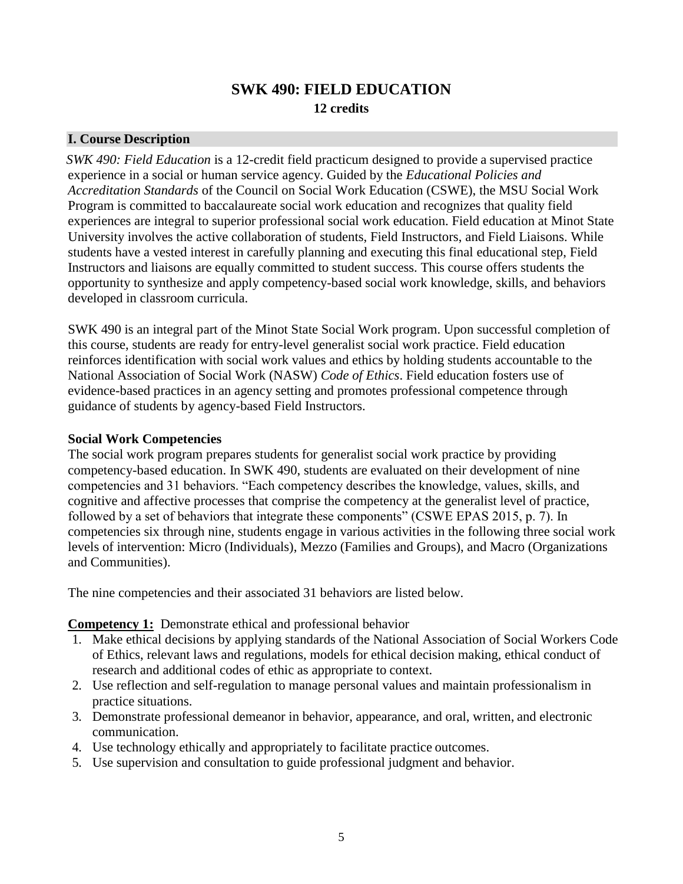# SWK 490: FIELD EDUCATION

**12 credits**

## I. Course Description

*SWK 490: Field Education* is a 12-credit field practicum designed to provide a supervised practice experience in a social or human service agency. Guided by the *Educational Policies and Accreditation Standards* of the Council on Social Work Education (CSWE), the MSU Social Work Program is committed to baccalaureate social work education and recognizes that quality field experiences are integral to superior professional social work education. Field education at Minot State University involves the active collaboration of students, Field Instructors, and Field Liaisons. While students have a vested interest in carefully planning and executing this final educational step, Field Instructors and liaisons are equally committed to student success. This course offers students the opportunity to synthesize and apply competency-based social work knowledge, skills, and behaviors developed in classroom curricula.

SWK 490 is an integral part of the Minot State Social Work program. Upon successful completion of this course, students are ready for entry-level generalist social work practice. Field education reinforces identification with social work values and ethics by holding students accountable to the National Association of Social Work (NASW) *Code of Ethics*. Field education fosters use of evidence-based practices in an agency setting and promotes professional competence through guidance of students by agency-based Field Instructors.

### Social Work Competencies

The social work program prepares students for generalist social work practice by providing competency-based education. In SWK 490, students are evaluated on their development of nine competencies and 31 behaviors. "Each competency describes the knowledge, values, skills, and cognitive and affective processes that comprise the competency at the generalist level of practice, followed by a set of behaviors that integrate these components" (CSWE EPAS 2015, p. 7). In competencies six through nine, students engage in various activities in the following three social work levels of intervention: Micro (Individuals), Mezzo (Families and Groups), and Macro (Organizations and Communities).

The nine competencies and their associated 31 behaviors are listed below.

**Competency 1:** Demonstrate ethical and professional behavior

1. Make ethical decisions by applying standards of the National Association of Social Workers Code of Ethics, relevant laws and regulations, models for ethical decision making, ethical conduct of research and additional codes of ethic as appropriate to context.
2. Use reflection and self-regulation to manage personal values and maintain professionalism in practice situations.
3. Demonstrate professional demeanor in behavior, appearance, and oral, written, and electronic communication.
4. Use technology ethically and appropriately to facilitate practice outcomes.
5. Use supervision and consultation to guide professional judgment and behavior.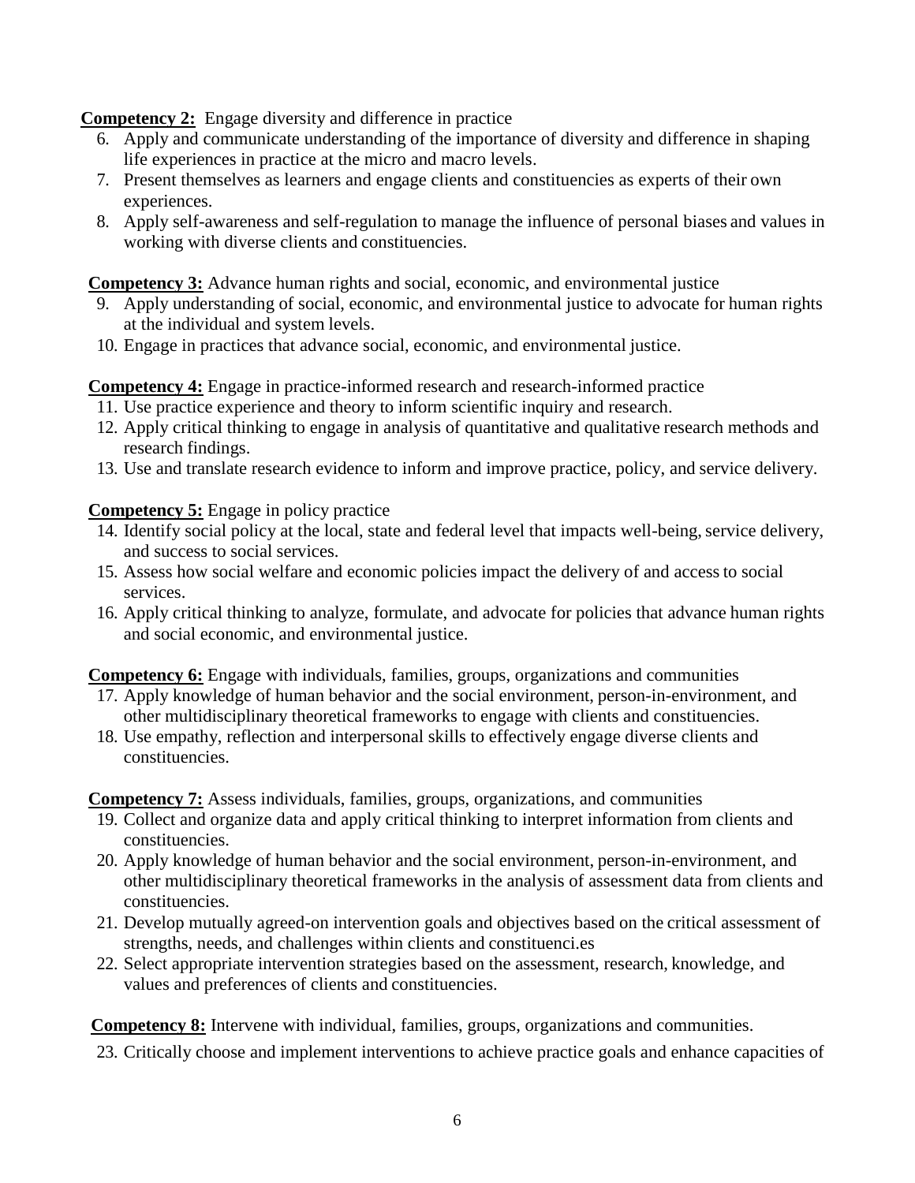**Competency 2:** Engage diversity and difference in practice

6. Apply and communicate understanding of the importance of diversity and difference in shaping life experiences in practice at the micro and macro levels.
7. Present themselves as learners and engage clients and constituencies as experts of their own experiences.
8. Apply self-awareness and self-regulation to manage the influence of personal biases and values in working with diverse clients and constituencies.

**Competency 3:** Advance human rights and social, economic, and environmental justice

9. Apply understanding of social, economic, and environmental justice to advocate for human rights at the individual and system levels.
10. Engage in practices that advance social, economic, and environmental justice.

**Competency 4:** Engage in practice-informed research and research-informed practice

11. Use practice experience and theory to inform scientific inquiry and research.
12. Apply critical thinking to engage in analysis of quantitative and qualitative research methods and research findings.
13. Use and translate research evidence to inform and improve practice, policy, and service delivery.

**Competency 5:** Engage in policy practice

14. Identify social policy at the local, state and federal level that impacts well-being, service delivery, and success to social services.
15. Assess how social welfare and economic policies impact the delivery of and access to social services.
16. Apply critical thinking to analyze, formulate, and advocate for policies that advance human rights and social economic, and environmental justice.

**Competency 6:** Engage with individuals, families, groups, organizations and communities

17. Apply knowledge of human behavior and the social environment, person-in-environment, and other multidisciplinary theoretical frameworks to engage with clients and constituencies.
18. Use empathy, reflection and interpersonal skills to effectively engage diverse clients and constituencies.

**Competency 7:** Assess individuals, families, groups, organizations, and communities

19. Collect and organize data and apply critical thinking to interpret information from clients and constituencies.
20. Apply knowledge of human behavior and the social environment, person-in-environment, and other multidisciplinary theoretical frameworks in the analysis of assessment data from clients and constituencies.
21. Develop mutually agreed-on intervention goals and objectives based on the critical assessment of strengths, needs, and challenges within clients and constituenci.es
22. Select appropriate intervention strategies based on the assessment, research, knowledge, and values and preferences of clients and constituencies.

**Competency 8:** Intervene with individual, families, groups, organizations and communities.

23. Critically choose and implement interventions to achieve practice goals and enhance capacities of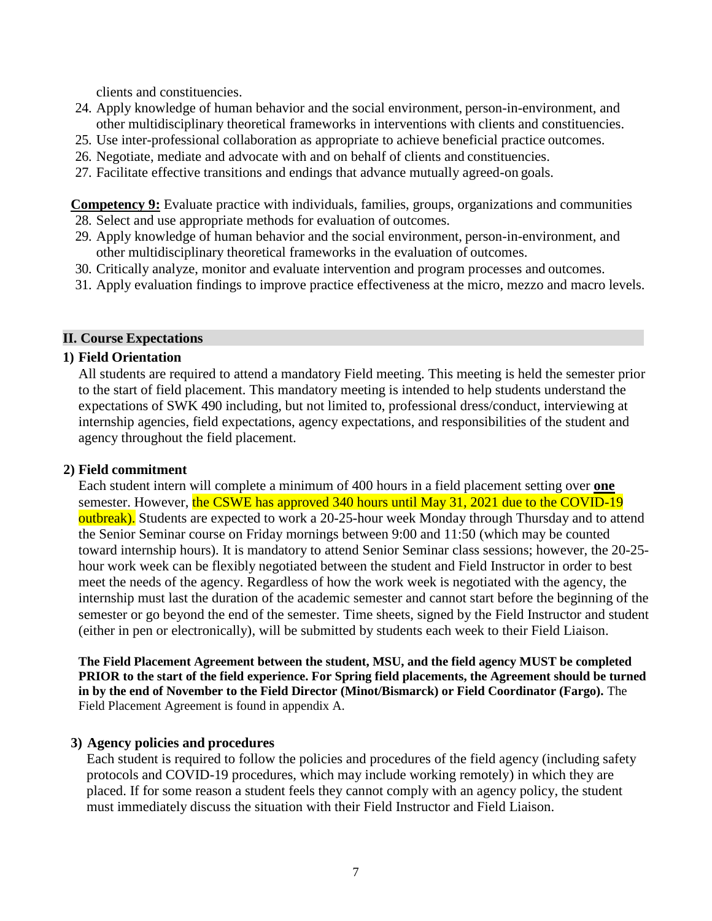clients and constituencies.

24. Apply knowledge of human behavior and the social environment, person-in-environment, and other multidisciplinary theoretical frameworks in interventions with clients and constituencies.
25. Use inter-professional collaboration as appropriate to achieve beneficial practice outcomes.
26. Negotiate, mediate and advocate with and on behalf of clients and constituencies.
27. Facilitate effective transitions and endings that advance mutually agreed-on goals.

**Competency 9:** Evaluate practice with individuals, families, groups, organizations and communities

28. Select and use appropriate methods for evaluation of outcomes.
29. Apply knowledge of human behavior and the social environment, person-in-environment, and other multidisciplinary theoretical frameworks in the evaluation of outcomes.
30. Critically analyze, monitor and evaluate intervention and program processes and outcomes.
31. Apply evaluation findings to improve practice effectiveness at the micro, mezzo and macro levels.

## II. Course Expectations

### 1) Field Orientation

All students are required to attend a mandatory Field meeting. This meeting is held the semester prior to the start of field placement. This mandatory meeting is intended to help students understand the expectations of SWK 490 including, but not limited to, professional dress/conduct, interviewing at internship agencies, field expectations, agency expectations, and responsibilities of the student and agency throughout the field placement.

### 2) Field commitment

Each student intern will complete a minimum of 400 hours in a field placement setting over **one** semester. However, the CSWE has approved 340 hours until May 31, 2021 due to the COVID-19 outbreak). Students are expected to work a 20-25-hour week Monday through Thursday and to attend the Senior Seminar course on Friday mornings between 9:00 and 11:50 (which may be counted toward internship hours). It is mandatory to attend Senior Seminar class sessions; however, the 20-25-hour work week can be flexibly negotiated between the student and Field Instructor in order to best meet the needs of the agency. Regardless of how the work week is negotiated with the agency, the internship must last the duration of the academic semester and cannot start before the beginning of the semester or go beyond the end of the semester. Time sheets, signed by the Field Instructor and student (either in pen or electronically), will be submitted by students each week to their Field Liaison.

**The Field Placement Agreement between the student, MSU, and the field agency MUST be completed PRIOR to the start of the field experience. For Spring field placements, the Agreement should be turned in by the end of November to the Field Director (Minot/Bismarck) or Field Coordinator (Fargo).** The Field Placement Agreement is found in appendix A.

### 3) Agency policies and procedures

Each student is required to follow the policies and procedures of the field agency (including safety protocols and COVID-19 procedures, which may include working remotely) in which they are placed. If for some reason a student feels they cannot comply with an agency policy, the student must immediately discuss the situation with their Field Instructor and Field Liaison.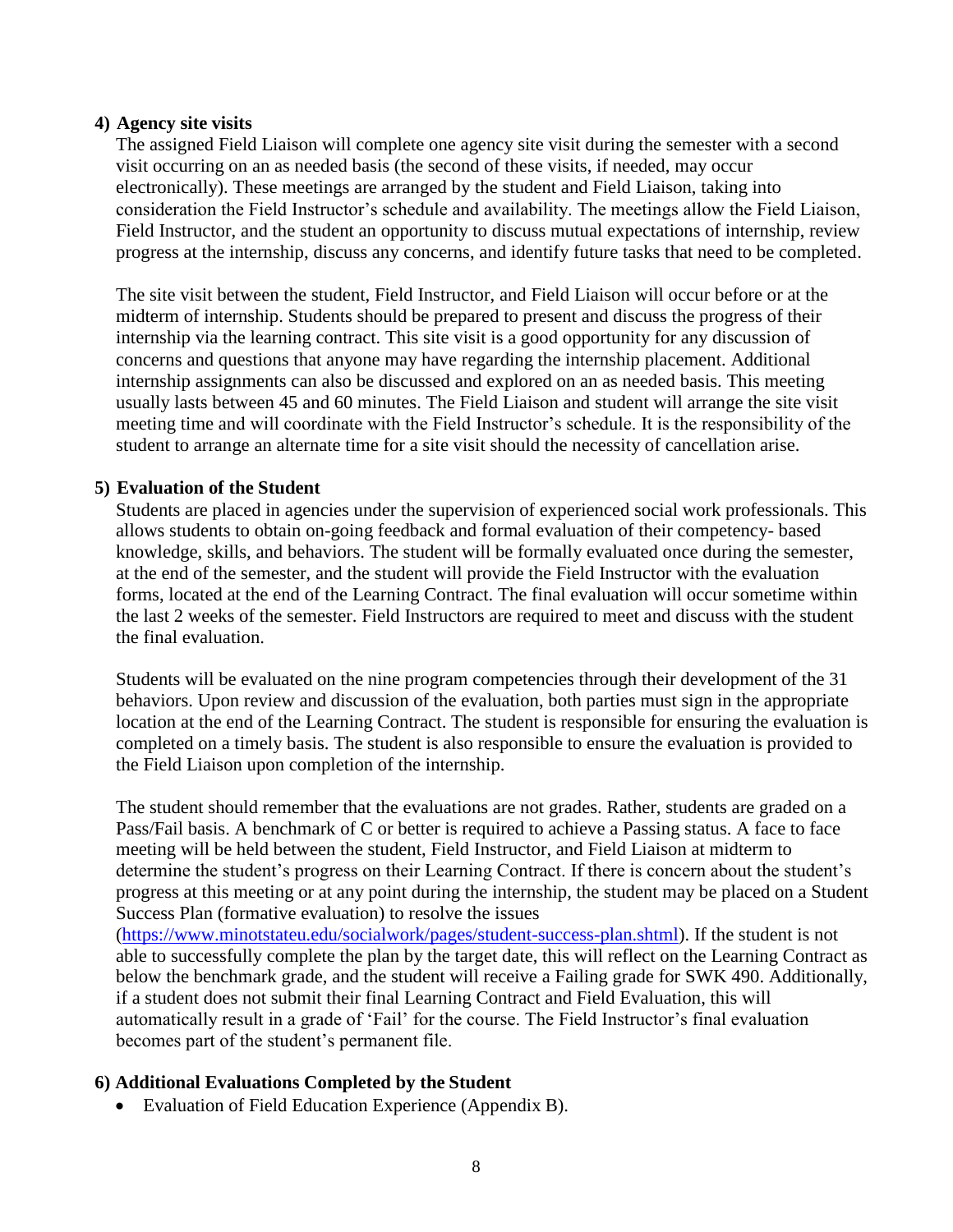#### 4) Agency site visits

The assigned Field Liaison will complete one agency site visit during the semester with a second visit occurring on an as needed basis (the second of these visits, if needed, may occur electronically). These meetings are arranged by the student and Field Liaison, taking into consideration the Field Instructor's schedule and availability. The meetings allow the Field Liaison, Field Instructor, and the student an opportunity to discuss mutual expectations of internship, review progress at the internship, discuss any concerns, and identify future tasks that need to be completed.

The site visit between the student, Field Instructor, and Field Liaison will occur before or at the midterm of internship. Students should be prepared to present and discuss the progress of their internship via the learning contract. This site visit is a good opportunity for any discussion of concerns and questions that anyone may have regarding the internship placement. Additional internship assignments can also be discussed and explored on an as needed basis. This meeting usually lasts between 45 and 60 minutes. The Field Liaison and student will arrange the site visit meeting time and will coordinate with the Field Instructor's schedule. It is the responsibility of the student to arrange an alternate time for a site visit should the necessity of cancellation arise.

#### 5) Evaluation of the Student

Students are placed in agencies under the supervision of experienced social work professionals. This allows students to obtain on-going feedback and formal evaluation of their competency- based knowledge, skills, and behaviors. The student will be formally evaluated once during the semester, at the end of the semester, and the student will provide the Field Instructor with the evaluation forms, located at the end of the Learning Contract. The final evaluation will occur sometime within the last 2 weeks of the semester. Field Instructors are required to meet and discuss with the student the final evaluation.

Students will be evaluated on the nine program competencies through their development of the 31 behaviors. Upon review and discussion of the evaluation, both parties must sign in the appropriate location at the end of the Learning Contract. The student is responsible for ensuring the evaluation is completed on a timely basis. The student is also responsible to ensure the evaluation is provided to the Field Liaison upon completion of the internship.

The student should remember that the evaluations are not grades. Rather, students are graded on a Pass/Fail basis. A benchmark of C or better is required to achieve a Passing status. A face to face meeting will be held between the student, Field Instructor, and Field Liaison at midterm to determine the student's progress on their Learning Contract. If there is concern about the student's progress at this meeting or at any point during the internship, the student may be placed on a Student Success Plan (formative evaluation) to resolve the issues ([https://www.minotstateu.edu/socialwork/pages/student-success-plan.shtml](https://www.minotstateu.edu/socialwork/pages/student-success-plan.shtml)). If the student is not able to successfully complete the plan by the target date, this will reflect on the Learning Contract as below the benchmark grade, and the student will receive a Failing grade for SWK 490. Additionally, if a student does not submit their final Learning Contract and Field Evaluation, this will automatically result in a grade of 'Fail' for the course. The Field Instructor's final evaluation becomes part of the student's permanent file.

#### 6) Additional Evaluations Completed by the Student

- Evaluation of Field Education Experience (Appendix B).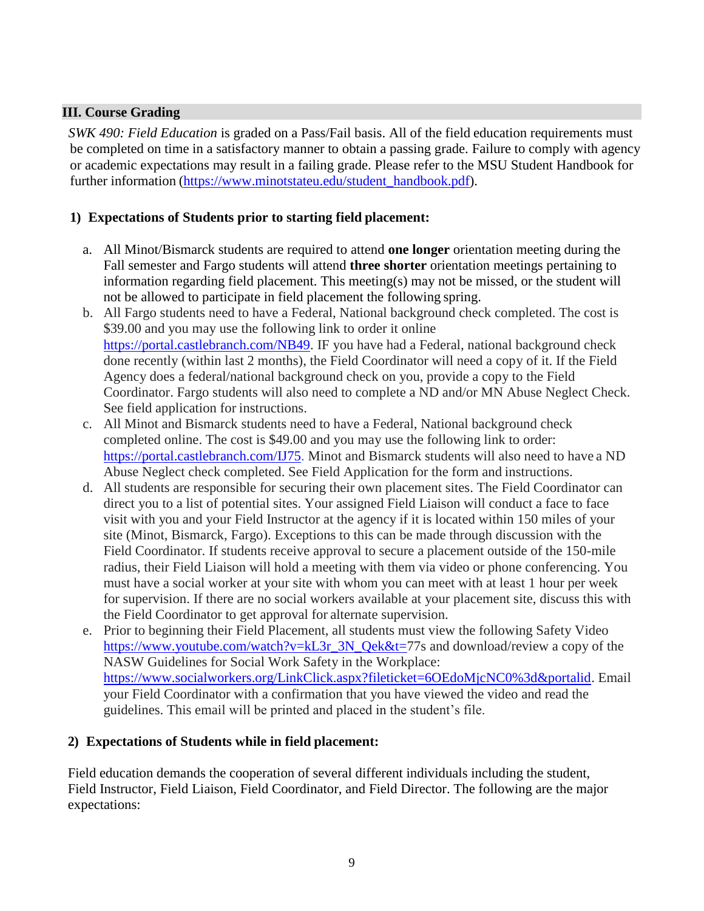## III. Course Grading

*SWK 490: Field Education* is graded on a Pass/Fail basis. All of the field education requirements must be completed on time in a satisfactory manner to obtain a passing grade. Failure to comply with agency or academic expectations may result in a failing grade. Please refer to the MSU Student Handbook for further information (https://www.minotstateu.edu/student_handbook.pdf).

### 1) Expectations of Students prior to starting field placement:

a. All Minot/Bismarck students are required to attend **one longer** orientation meeting during the Fall semester and Fargo students will attend **three shorter** orientation meetings pertaining to information regarding field placement. This meeting(s) may not be missed, or the student will not be allowed to participate in field placement the following spring.

b. All Fargo students need to have a Federal, National background check completed. The cost is $39.00 and you may use the following link to order it online https://portal.castlebranch.com/NB49. IF you have had a Federal, national background check done recently (within last 2 months), the Field Coordinator will need a copy of it. If the Field Agency does a federal/national background check on you, provide a copy to the Field Coordinator. Fargo students will also need to complete a ND and/or MN Abuse Neglect Check. See field application for instructions.

c. All Minot and Bismarck students need to have a Federal, National background check completed online. The cost is $49.00 and you may use the following link to order: https://portal.castlebranch.com/IJ75. Minot and Bismarck students will also need to have a ND Abuse Neglect check completed. See Field Application for the form and instructions.

d. All students are responsible for securing their own placement sites. The Field Coordinator can direct you to a list of potential sites. Your assigned Field Liaison will conduct a face to face visit with you and your Field Instructor at the agency if it is located within 150 miles of your site (Minot, Bismarck, Fargo). Exceptions to this can be made through discussion with the Field Coordinator. If students receive approval to secure a placement outside of the 150-mile radius, their Field Liaison will hold a meeting with them via video or phone conferencing. You must have a social worker at your site with whom you can meet with at least 1 hour per week for supervision. If there are no social workers available at your placement site, discuss this with the Field Coordinator to get approval for alternate supervision.

e. Prior to beginning their Field Placement, all students must view the following Safety Video https://www.youtube.com/watch?v=kL3r_3N_Qek&t=77s and download/review a copy of the NASW Guidelines for Social Work Safety in the Workplace: https://www.socialworkers.org/LinkClick.aspx?fileticket=6OEdoMjcNC0%3d&portalid. Email your Field Coordinator with a confirmation that you have viewed the video and read the guidelines. This email will be printed and placed in the student's file.

### 2) Expectations of Students while in field placement:

Field education demands the cooperation of several different individuals including the student, Field Instructor, Field Liaison, Field Coordinator, and Field Director. The following are the major expectations: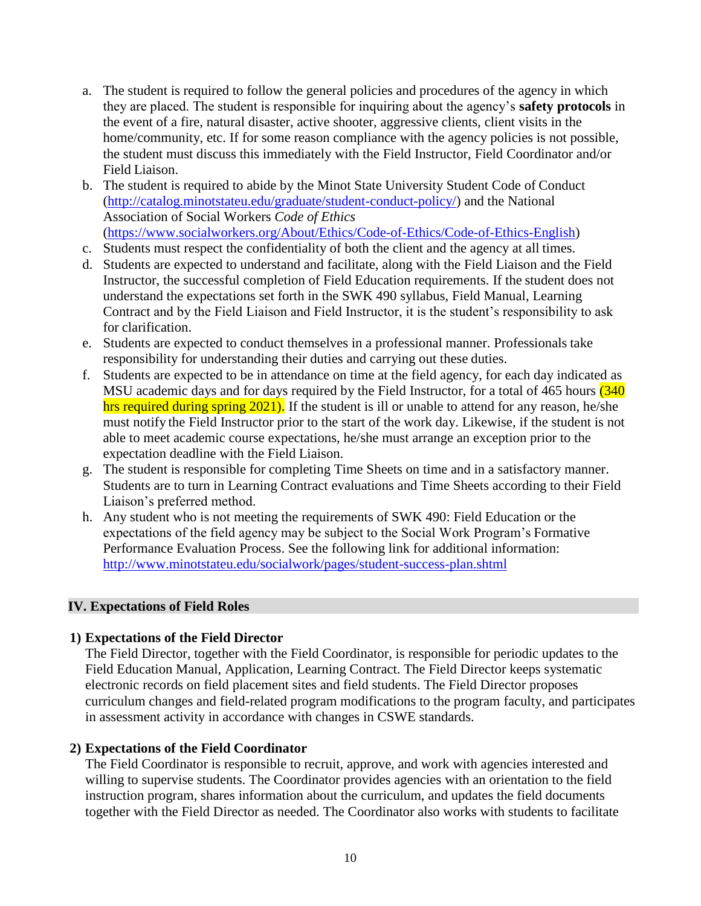a. The student is required to follow the general policies and procedures of the agency in which they are placed. The student is responsible for inquiring about the agency's **safety protocols** in the event of a fire, natural disaster, active shooter, aggressive clients, client visits in the home/community, etc. If for some reason compliance with the agency policies is not possible, the student must discuss this immediately with the Field Instructor, Field Coordinator and/or Field Liaison.
b. The student is required to abide by the Minot State University Student Code of Conduct (http://catalog.minotstateu.edu/graduate/student-conduct-policy/) and the National Association of Social Workers *Code of Ethics* (https://www.socialworkers.org/About/Ethics/Code-of-Ethics/Code-of-Ethics-English)
c. Students must respect the confidentiality of both the client and the agency at all times.
d. Students are expected to understand and facilitate, along with the Field Liaison and the Field Instructor, the successful completion of Field Education requirements. If the student does not understand the expectations set forth in the SWK 490 syllabus, Field Manual, Learning Contract and by the Field Liaison and Field Instructor, it is the student's responsibility to ask for clarification.
e. Students are expected to conduct themselves in a professional manner. Professionals take responsibility for understanding their duties and carrying out these duties.
f. Students are expected to be in attendance on time at the field agency, for each day indicated as MSU academic days and for days required by the Field Instructor, for a total of 465 hours (340 hrs required during spring 2021). If the student is ill or unable to attend for any reason, he/she must notify the Field Instructor prior to the start of the work day. Likewise, if the student is not able to meet academic course expectations, he/she must arrange an exception prior to the expectation deadline with the Field Liaison.
g. The student is responsible for completing Time Sheets on time and in a satisfactory manner. Students are to turn in Learning Contract evaluations and Time Sheets according to their Field Liaison's preferred method.
h. Any student who is not meeting the requirements of SWK 490: Field Education or the expectations of the field agency may be subject to the Social Work Program's Formative Performance Evaluation Process. See the following link for additional information: http://www.minotstateu.edu/socialwork/pages/student-success-plan.shtml

## IV. Expectations of Field Roles

### 1) Expectations of the Field Director

The Field Director, together with the Field Coordinator, is responsible for periodic updates to the Field Education Manual, Application, Learning Contract. The Field Director keeps systematic electronic records on field placement sites and field students. The Field Director proposes curriculum changes and field-related program modifications to the program faculty, and participates in assessment activity in accordance with changes in CSWE standards.

### 2) Expectations of the Field Coordinator

The Field Coordinator is responsible to recruit, approve, and work with agencies interested and willing to supervise students. The Coordinator provides agencies with an orientation to the field instruction program, shares information about the curriculum, and updates the field documents together with the Field Director as needed. The Coordinator also works with students to facilitate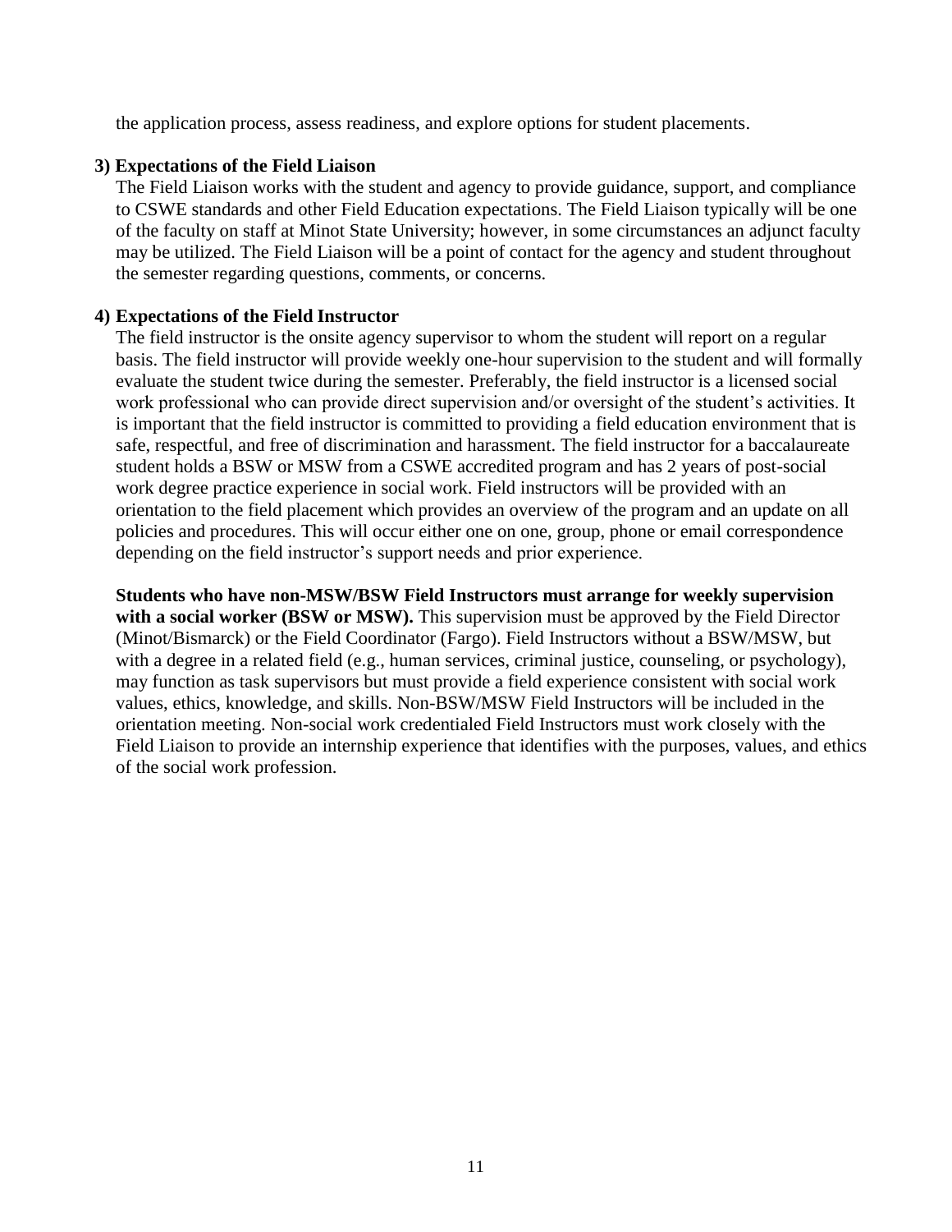the application process, assess readiness, and explore options for student placements.

**3) Expectations of the Field Liaison**

The Field Liaison works with the student and agency to provide guidance, support, and compliance to CSWE standards and other Field Education expectations. The Field Liaison typically will be one of the faculty on staff at Minot State University; however, in some circumstances an adjunct faculty may be utilized. The Field Liaison will be a point of contact for the agency and student throughout the semester regarding questions, comments, or concerns.

**4) Expectations of the Field Instructor**

The field instructor is the onsite agency supervisor to whom the student will report on a regular basis. The field instructor will provide weekly one-hour supervision to the student and will formally evaluate the student twice during the semester. Preferably, the field instructor is a licensed social work professional who can provide direct supervision and/or oversight of the student's activities. It is important that the field instructor is committed to providing a field education environment that is safe, respectful, and free of discrimination and harassment. The field instructor for a baccalaureate student holds a BSW or MSW from a CSWE accredited program and has 2 years of post-social work degree practice experience in social work. Field instructors will be provided with an orientation to the field placement which provides an overview of the program and an update on all policies and procedures. This will occur either one on one, group, phone or email correspondence depending on the field instructor's support needs and prior experience.

**Students who have non-MSW/BSW Field Instructors must arrange for weekly supervision with a social worker (BSW or MSW).** This supervision must be approved by the Field Director (Minot/Bismarck) or the Field Coordinator (Fargo). Field Instructors without a BSW/MSW, but with a degree in a related field (e.g., human services, criminal justice, counseling, or psychology), may function as task supervisors but must provide a field experience consistent with social work values, ethics, knowledge, and skills. Non-BSW/MSW Field Instructors will be included in the orientation meeting. Non-social work credentialed Field Instructors must work closely with the Field Liaison to provide an internship experience that identifies with the purposes, values, and ethics of the social work profession.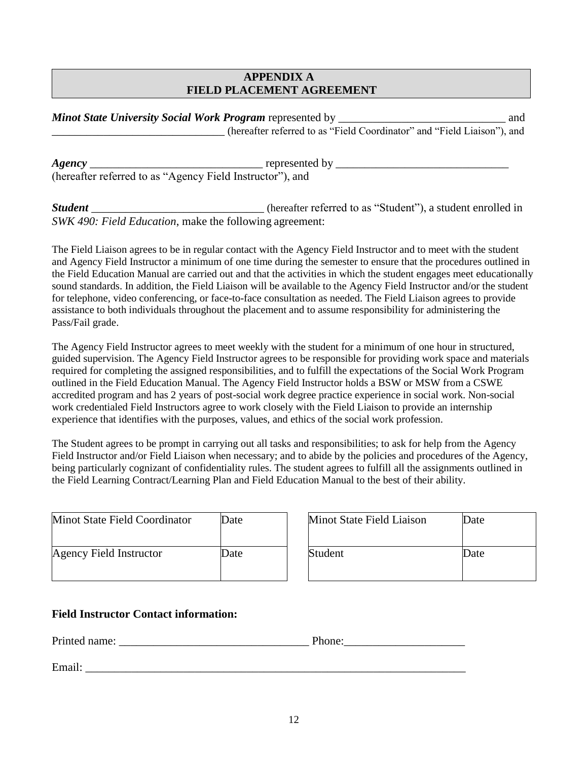## APPENDIX A
## FIELD PLACEMENT AGREEMENT

***Minot State University Social Work Program*** represented by ______________________________ and ______________________________ (hereafter referred to as "Field Coordinator" and "Field Liaison"), and

***Agency*** ______________________________ represented by ______________________________ (hereafter referred to as "Agency Field Instructor"), and

***Student*** ______________________________ (hereafter referred to as "Student"), a student enrolled in *SWK 490: Field Education*, make the following agreement:

The Field Liaison agrees to be in regular contact with the Agency Field Instructor and to meet with the student and Agency Field Instructor a minimum of one time during the semester to ensure that the procedures outlined in the Field Education Manual are carried out and that the activities in which the student engages meet educationally sound standards. In addition, the Field Liaison will be available to the Agency Field Instructor and/or the student for telephone, video conferencing, or face-to-face consultation as needed. The Field Liaison agrees to provide assistance to both individuals throughout the placement and to assume responsibility for administering the Pass/Fail grade.

The Agency Field Instructor agrees to meet weekly with the student for a minimum of one hour in structured, guided supervision. The Agency Field Instructor agrees to be responsible for providing work space and materials required for completing the assigned responsibilities, and to fulfill the expectations of the Social Work Program outlined in the Field Education Manual. The Agency Field Instructor holds a BSW or MSW from a CSWE accredited program and has 2 years of post-social work degree practice experience in social work. Non-social work credentialed Field Instructors agree to work closely with the Field Liaison to provide an internship experience that identifies with the purposes, values, and ethics of the social work profession.

The Student agrees to be prompt in carrying out all tasks and responsibilities; to ask for help from the Agency Field Instructor and/or Field Liaison when necessary; and to abide by the policies and procedures of the Agency, being particularly cognizant of confidentiality rules. The student agrees to fulfill all the assignments outlined in the Field Learning Contract/Learning Plan and Field Education Manual to the best of their ability.

| Minot State Field Coordinator | Date |
|---|---|
| Agency Field Instructor | Date |

| Minot State Field Liaison | Date |
|---|---|
| Student | Date |

**Field Instructor Contact information:**

Printed name: ________________________________ Phone:____________________

Email: ________________________________________________________________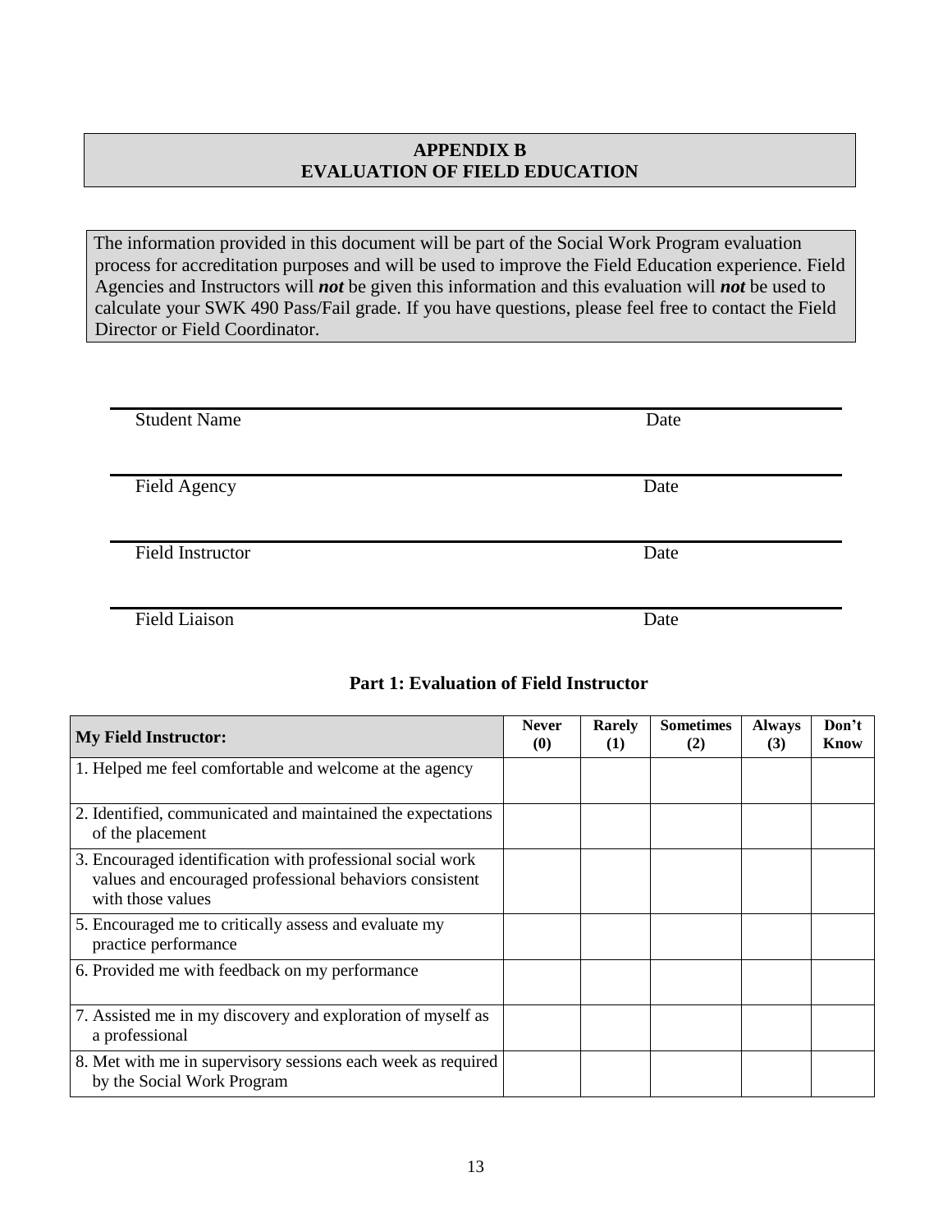## APPENDIX B
## EVALUATION OF FIELD EDUCATION

The information provided in this document will be part of the Social Work Program evaluation process for accreditation purposes and will be used to improve the Field Education experience. Field Agencies and Instructors will ***not*** be given this information and this evaluation will ***not*** be used to calculate your SWK 490 Pass/Fail grade. If you have questions, please feel free to contact the Field Director or Field Coordinator.

Student Name　　　　　　　　　　　　　　　　　　　　Date

Field Agency　　　　　　　　　　　　　　　　　　　　Date

Field Instructor　　　　　　　　　　　　　　　　　　　Date

Field Liaison　　　　　　　　　　　　　　　　　　　　Date

### Part 1: Evaluation of Field Instructor

| **My Field Instructor:** | **Never (0)** | **Rarely (1)** | **Sometimes (2)** | **Always (3)** | **Don't Know** |
|---|---|---|---|---|---|
| 1. Helped me feel comfortable and welcome at the agency | | | | | |
| 2. Identified, communicated and maintained the expectations of the placement | | | | | |
| 3. Encouraged identification with professional social work values and encouraged professional behaviors consistent with those values | | | | | |
| 5. Encouraged me to critically assess and evaluate my practice performance | | | | | |
| 6. Provided me with feedback on my performance | | | | | |
| 7. Assisted me in my discovery and exploration of myself as a professional | | | | | |
| 8. Met with me in supervisory sessions each week as required by the Social Work Program | | | | | |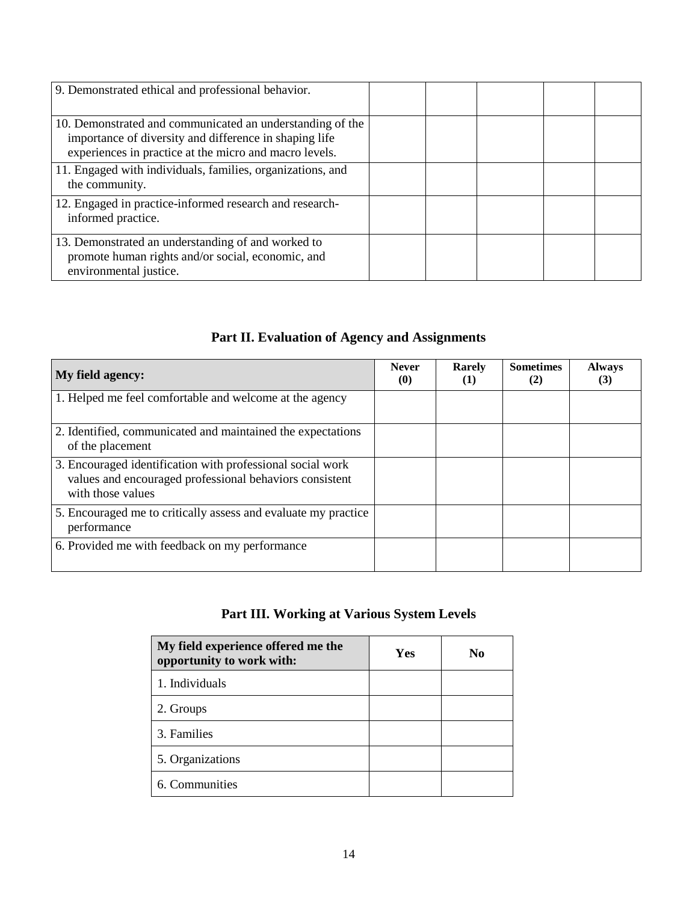| | | | | | |
|---|---|---|---|---|---|
| 9. Demonstrated ethical and professional behavior. | | | | | |
| 10. Demonstrated and communicated an understanding of the importance of diversity and difference in shaping life experiences in practice at the micro and macro levels. | | | | | |
| 11. Engaged with individuals, families, organizations, and the community. | | | | | |
| 12. Engaged in practice-informed research and research-informed practice. | | | | | |
| 13. Demonstrated an understanding of and worked to promote human rights and/or social, economic, and environmental justice. | | | | | |

## Part II. Evaluation of Agency and Assignments

| My field agency: | Never (0) | Rarely (1) | Sometimes (2) | Always (3) |
|---|---|---|---|---|
| 1. Helped me feel comfortable and welcome at the agency | | | | |
| 2. Identified, communicated and maintained the expectations of the placement | | | | |
| 3. Encouraged identification with professional social work values and encouraged professional behaviors consistent with those values | | | | |
| 5. Encouraged me to critically assess and evaluate my practice performance | | | | |
| 6. Provided me with feedback on my performance | | | | |

## Part III. Working at Various System Levels

| My field experience offered me the opportunity to work with: | Yes | No |
|---|---|---|
| 1. Individuals | | |
| 2. Groups | | |
| 3. Families | | |
| 5. Organizations | | |
| 6. Communities | | |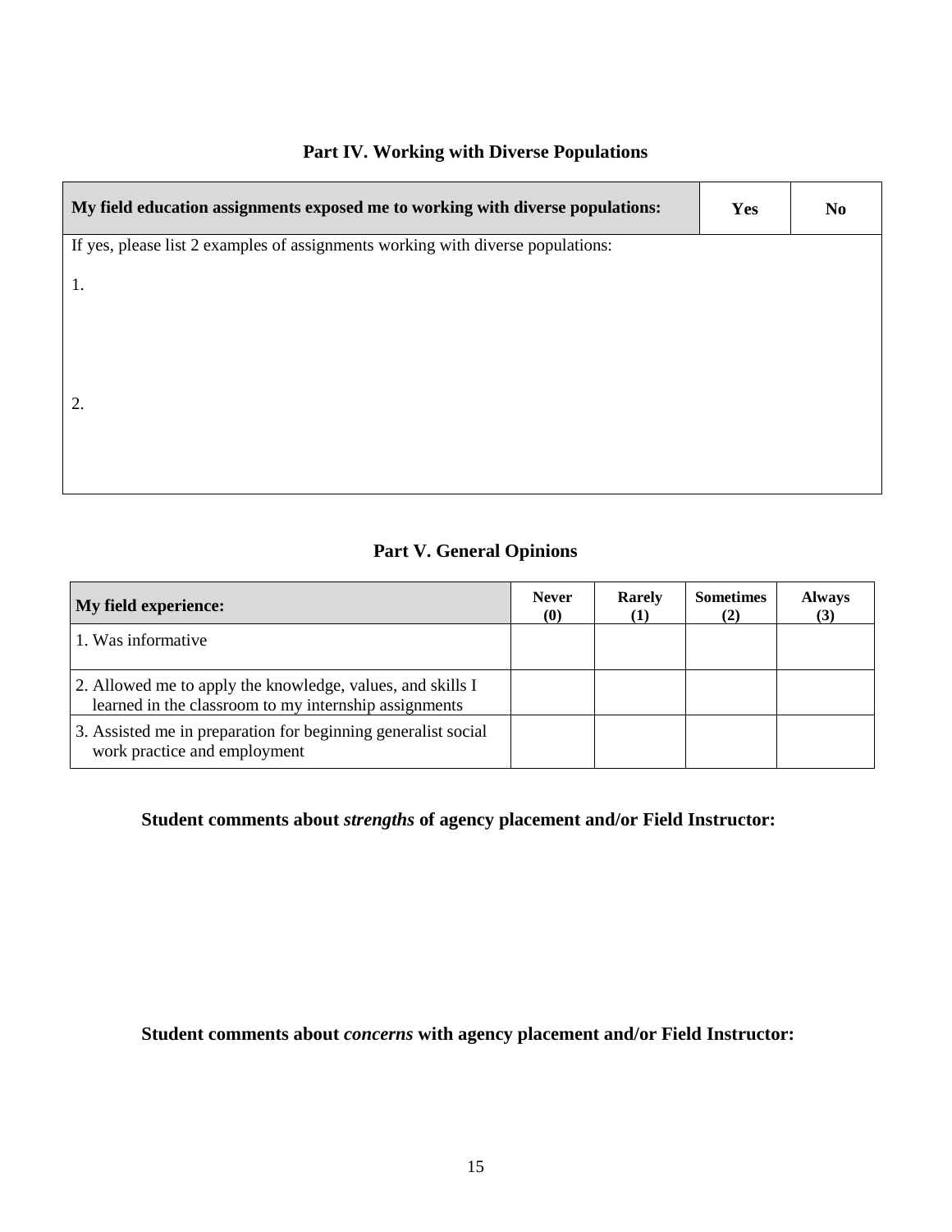## Part IV. Working with Diverse Populations

| My field education assignments exposed me to working with diverse populations: | Yes | No |
|---|---|---|
| If yes, please list 2 examples of assignments working with diverse populations: | | |
| 1. | | |
| 2. | | |

## Part V. General Opinions

| My field experience: | Never (0) | Rarely (1) | Sometimes (2) | Always (3) |
|---|---|---|---|---|
| 1. Was informative | | | | |
| 2. Allowed me to apply the knowledge, values, and skills I learned in the classroom to my internship assignments | | | | |
| 3. Assisted me in preparation for beginning generalist social work practice and employment | | | | |

**Student comments about *strengths* of agency placement and/or Field Instructor:**

**Student comments about *concerns* with agency placement and/or Field Instructor:**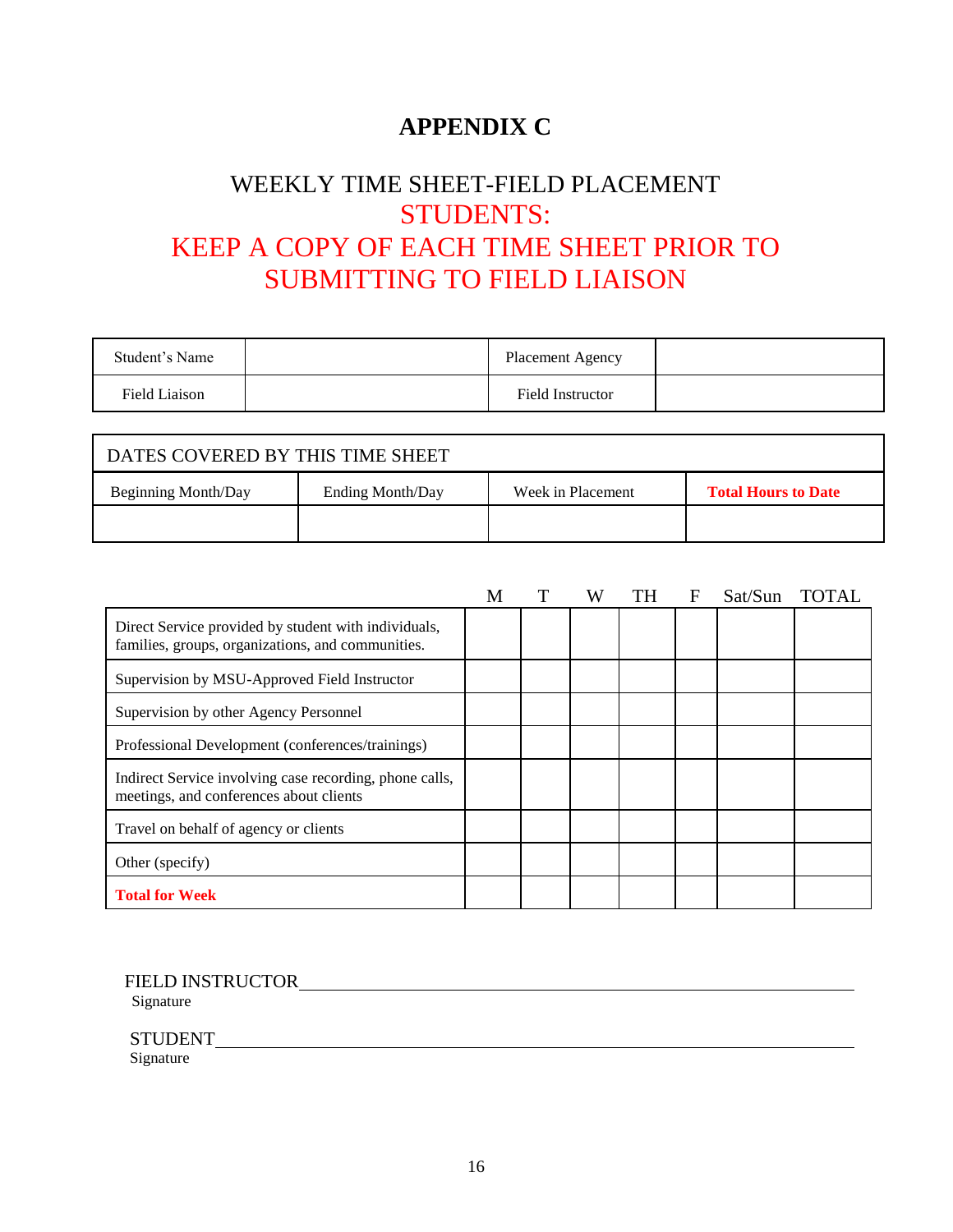# APPENDIX C

## WEEKLY TIME SHEET-FIELD PLACEMENT
## STUDENTS:
## KEEP A COPY OF EACH TIME SHEET PRIOR TO SUBMITTING TO FIELD LIAISON

| Student's Name | | Placement Agency | |
|---|---|---|---|
| Field Liaison | | Field Instructor | |

| DATES COVERED BY THIS TIME SHEET | | | |
|---|---|---|---|
| Beginning Month/Day | Ending Month/Day | Week in Placement | **Total Hours to Date** |
| | | | |

| | M | T | W | TH | F | Sat/Sun | TOTAL |
|---|---|---|---|---|---|---|---|
| Direct Service provided by student with individuals, families, groups, organizations, and communities. | | | | | | | |
| Supervision by MSU-Approved Field Instructor | | | | | | | |
| Supervision by other Agency Personnel | | | | | | | |
| Professional Development (conferences/trainings) | | | | | | | |
| Indirect Service involving case recording, phone calls, meetings, and conferences about clients | | | | | | | |
| Travel on behalf of agency or clients | | | | | | | |
| Other (specify) | | | | | | | |
| **Total for Week** | | | | | | | |

FIELD INSTRUCTOR\_\_\_\_\_\_\_\_\_\_\_\_\_\_\_\_\_\_\_\_\_\_\_\_\_\_\_\_\_\_\_\_\_\_\_\_\_\_\_\_\_\_\_\_\_\_\_\_
Signature

STUDENT\_\_\_\_\_\_\_\_\_\_\_\_\_\_\_\_\_\_\_\_\_\_\_\_\_\_\_\_\_\_\_\_\_\_\_\_\_\_\_\_\_\_\_\_\_\_\_\_\_\_\_\_\_\_\_\_
Signature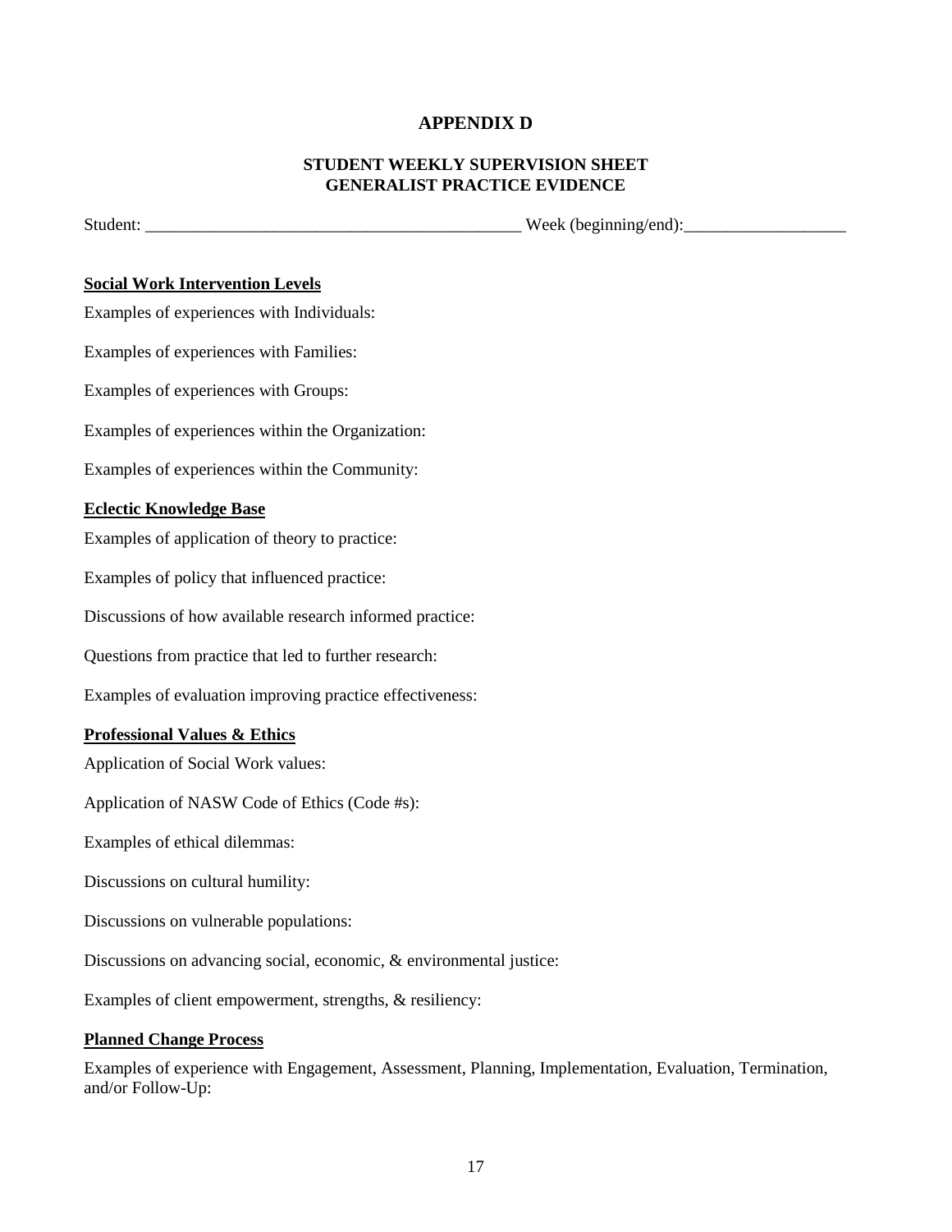# APPENDIX D

## STUDENT WEEKLY SUPERVISION SHEET
## GENERALIST PRACTICE EVIDENCE

Student: _____________________________________________ Week (beginning/end):___________________

**<u>Social Work Intervention Levels</u>**

Examples of experiences with Individuals:

Examples of experiences with Families:

Examples of experiences with Groups:

Examples of experiences within the Organization:

Examples of experiences within the Community:

**<u>Eclectic Knowledge Base</u>**

Examples of application of theory to practice:

Examples of policy that influenced practice:

Discussions of how available research informed practice:

Questions from practice that led to further research:

Examples of evaluation improving practice effectiveness:

**<u>Professional Values & Ethics</u>**

Application of Social Work values:

Application of NASW Code of Ethics (Code #s):

Examples of ethical dilemmas:

Discussions on cultural humility:

Discussions on vulnerable populations:

Discussions on advancing social, economic, & environmental justice:

Examples of client empowerment, strengths, & resiliency:

**<u>Planned Change Process</u>**

Examples of experience with Engagement, Assessment, Planning, Implementation, Evaluation, Termination, and/or Follow-Up: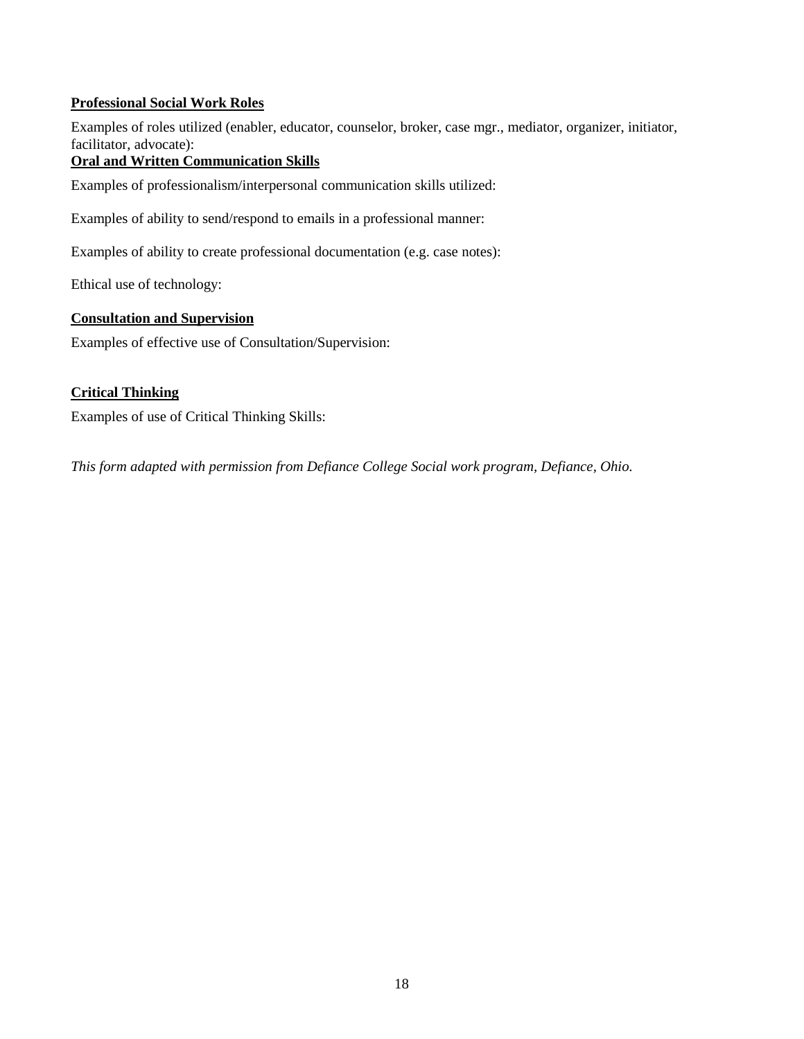**Professional Social Work Roles**

Examples of roles utilized (enabler, educator, counselor, broker, case mgr., mediator, organizer, initiator, facilitator, advocate):

**Oral and Written Communication Skills**

Examples of professionalism/interpersonal communication skills utilized:

Examples of ability to send/respond to emails in a professional manner:

Examples of ability to create professional documentation (e.g. case notes):

Ethical use of technology:

**Consultation and Supervision**

Examples of effective use of Consultation/Supervision:

**Critical Thinking**

Examples of use of Critical Thinking Skills:

*This form adapted with permission from Defiance College Social work program, Defiance, Ohio.*